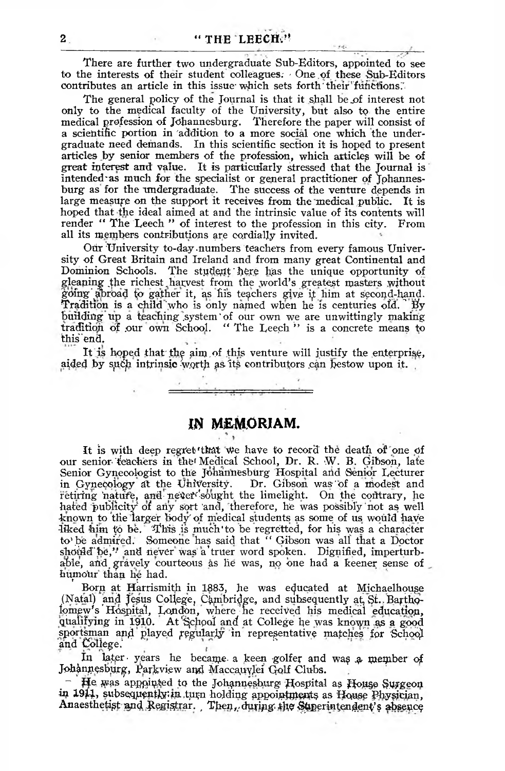There are further two undergraduate Sub-Editors, appointed to see to the interests of their student colleagues. One of these Sub-Editors contributes an article in this issue which sets forth their functions.

The general policy of the Journal is that it shall be of interest not only to the medical faculty of the University, but also to the entire medical profession of Johannesburg. Therefore the paper will consist of a scientific portion in addition to a more social one which the undergraduate need demands. In this scientific section it is hoped to present articles by senior members of the profession, which articles will be of great interest and value. It is particularly stressed that the Journal is intended as much for the specialist or general practitioner of Johannesburg as for the undergraduate. The success of the venture depends in large measure on the support it receives from the medical public. It is hoped that the ideal aimed at and the intrinsic value of its contents will render " The Leech " of interest to the profession in this city. From all its members contributions are cordially invited.

Our University to-day numbers teachers from every famous University of Great Britain and Ireland and from many great Continental and Dominion Schools. The student here has the unique opportunity of gleaning the richest harvest from the world's greatest masters without going abroad to gather it, as his teachers give it him at second-hand. Tradition is a child who is only named when he is centuries old. By building up a teaching system of our own we are unwittingly making tradition of our own School. " The Leech " is a concrete means to this end.

It is hoped that the aim of this venture will justify the enterprise, aided by such intrinsic worth as its contributors can bestow upon it.

---

## IN MEMORIAM.

It is with deep regret that we have to record the death of one of our senior teachers in the Medical School, Dr. R. W. B. Gibson, late Senior Gynecologist to the Johannesburg Hospital and Senior Lecturer in Gynecology at the University. Dr. Gibson was of a modest and retiring nature, and never sought the limelight. On the contrary, he hated publicity of any sort and, therefore, he was possibly not as well known to the larger body of medical students as some of us would have liked him to be. This is much to be regretted, for his was a character to be admired. Someone has said that " Gibson was all that a Doctor should be," and never was a truer word spoken. Dignified, imperturbable, and gravely courteous as he was, no one had a keener sense of humour than he had.

Born at Harrismith in 1883, he was educated at Michaelhouse (Natal) and Jesus College, Cambridge, and subsequently at St. Bartholomew's Hospital, London, where he received his medical education, qualifying in 1910. At School and at College he was known as a good sportsman and played regularly in representative matches for School and College.

In later years he became a keen golfer and was a member of Johannesburg, Parkview and Maccauvlei Golf Clubs.

He was appointed to the Johannesburg Hospital as House Surgeon in 1911, subsequently in turn holding appointments as House Physician, Anaesthetist and Registrar. Then, during the Superintendent's absence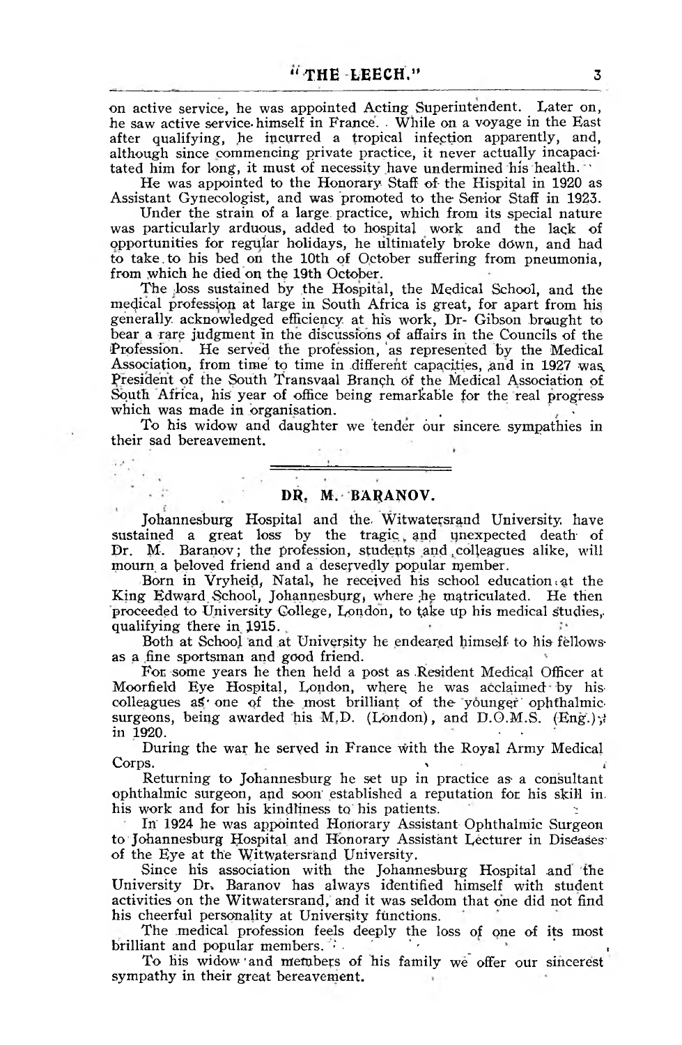on active service, he was appointed Acting Superintendent. Later on, he saw active service himself in France. While on a voyage in the East after qualifying, he incurred a tropical infection apparently, and, although since commencing private practice, it never actually incapacitated him for long, it must of necessity have undermined his health.

He was appointed to the Honorary Staff of the Hispital in 1920 as Assistant Gynecologist, and was promoted to the Senior Staff in 1923.

Under the strain of a large practice, which from its special nature was particularly arduous, added to hospital work and the lack of opportunities for regular holidays, he ultimately broke down, and had to take to his bed on the 10th of October suffering from pneumonia, from which he died on the 19th October.

The loss sustained by the Hospital, the Medical School, and the medical profession at large in South Africa is great, for apart from his generally acknowledged efficiency at his work, Dr. Gibson brought to bear a rare judgment in the discussions of affairs in the Councils of the Profession. He served the profession, as represented by the Medical Association, from time to time in different capacities, and in 1927 was President of the South Transvaal Branch of the Medical Association of South Africa, his year of office being remarkable for the real progress which was made in organisation.

To his widow and daughter we tender our sincere sympathies in their sad bereavement.

---

## DR. M. BARANOV.

Johannesburg Hospital and the Witwatersrand University have sustained a great loss by the tragic and unexpected death of Dr. M. Baranov; the profession, students and colleagues alike, will mourn a beloved friend and a deservedly popular member.

Born in Vryheid, Natal, he received his school education at the King Edward School, Johannesburg, where he matriculated. He then proceeded to University College, London, to take up his medical studies, qualifying there in 1915.

Both at School and at University he endeared himself to his fellows as a fine sportsman and good friend.

For some years he then held a post as Resident Medical Officer at Moorfield Eye Hospital, London, where he was acclaimed by his colleagues as one of the most brilliant of the younger ophthalmic surgeons, being awarded his M.D. (London), and D.O.M.S. (Eng.) in 1920.

During the war he served in France with the Royal Army Medical Corps.

Returning to Johannesburg he set up in practice as a consultant ophthalmic surgeon, and soon established a reputation for his skill in his work and for his kindliness to his patients.

In 1924 he was appointed Honorary Assistant Ophthalmic Surgeon to Johannesburg Hospital and Honorary Assistant Lecturer in Diseases of the Eye at the Witwatersrand University.

Since his association with the Johannesburg Hospital and the University Dr. Baranov has always identified himself with student activities on the Witwatersrand, and it was seldom that one did not find his cheerful personality at University functions.

The medical profession feels deeply the loss of one of its most brilliant and popular members.

To his widow and members of his family we offer our sincerest sympathy in their great bereavement.